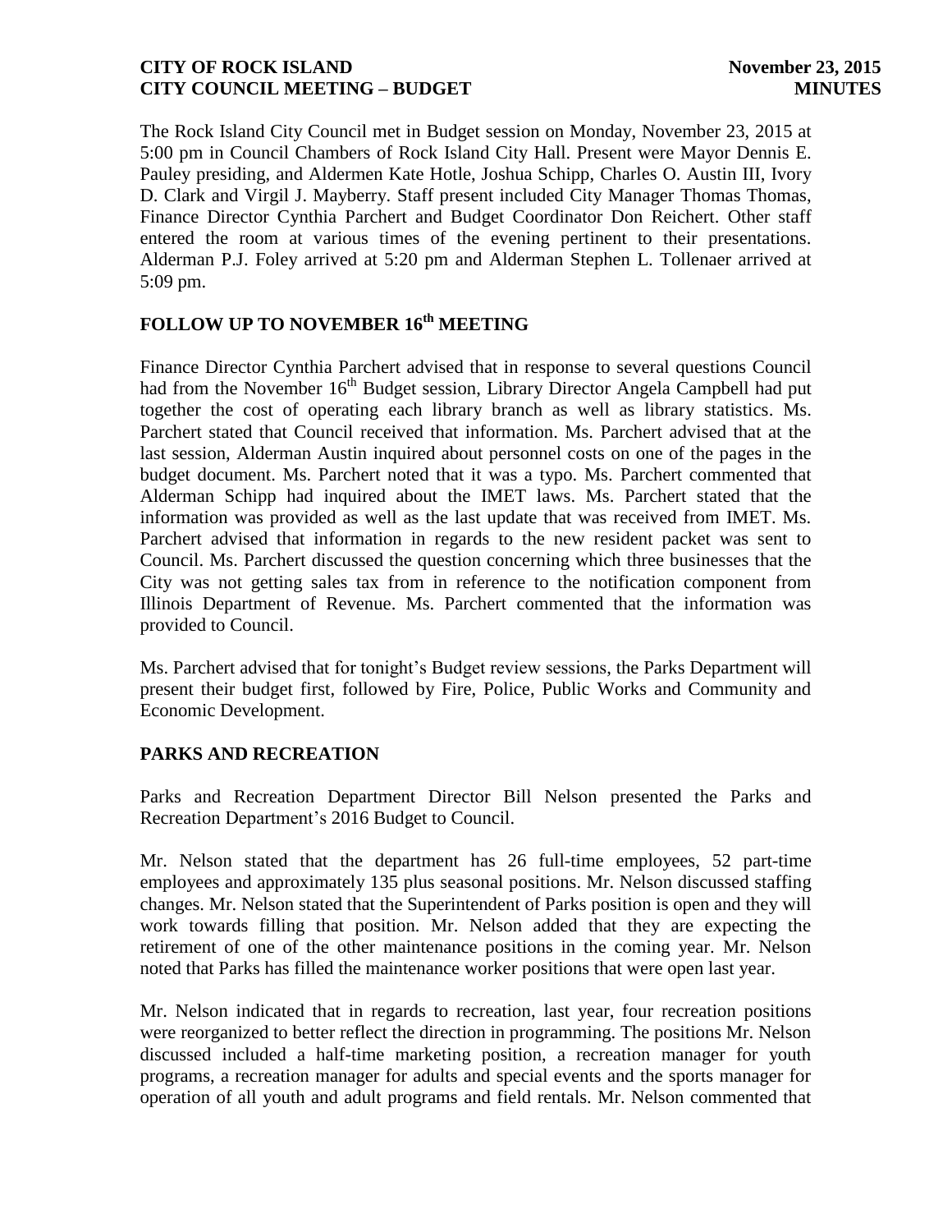The Rock Island City Council met in Budget session on Monday, November 23, 2015 at 5:00 pm in Council Chambers of Rock Island City Hall. Present were Mayor Dennis E. Pauley presiding, and Aldermen Kate Hotle, Joshua Schipp, Charles O. Austin III, Ivory D. Clark and Virgil J. Mayberry. Staff present included City Manager Thomas Thomas, Finance Director Cynthia Parchert and Budget Coordinator Don Reichert. Other staff entered the room at various times of the evening pertinent to their presentations. Alderman P.J. Foley arrived at 5:20 pm and Alderman Stephen L. Tollenaer arrived at 5:09 pm.

## FOLLOW UP TO NOVEMBER 16th MEETING

Finance Director Cynthia Parchert advised that in response to several questions Council had from the November 16th Budget session, Library Director Angela Campbell had put together the cost of operating each library branch as well as library statistics. Ms. Parchert stated that Council received that information. Ms. Parchert advised that at the last session, Alderman Austin inquired about personnel costs on one of the pages in the budget document. Ms. Parchert noted that it was a typo. Ms. Parchert commented that Alderman Schipp had inquired about the IMET laws. Ms. Parchert stated that the information was provided as well as the last update that was received from IMET. Ms. Parchert advised that information in regards to the new resident packet was sent to Council. Ms. Parchert discussed the question concerning which three businesses that the City was not getting sales tax from in reference to the notification component from Illinois Department of Revenue. Ms. Parchert commented that the information was provided to Council.

Ms. Parchert advised that for tonight's Budget review sessions, the Parks Department will present their budget first, followed by Fire, Police, Public Works and Community and Economic Development.

## PARKS AND RECREATION

Parks and Recreation Department Director Bill Nelson presented the Parks and Recreation Department's 2016 Budget to Council.

Mr. Nelson stated that the department has 26 full-time employees, 52 part-time employees and approximately 135 plus seasonal positions. Mr. Nelson discussed staffing changes. Mr. Nelson stated that the Superintendent of Parks position is open and they will work towards filling that position. Mr. Nelson added that they are expecting the retirement of one of the other maintenance positions in the coming year. Mr. Nelson noted that Parks has filled the maintenance worker positions that were open last year.

Mr. Nelson indicated that in regards to recreation, last year, four recreation positions were reorganized to better reflect the direction in programming. The positions Mr. Nelson discussed included a half-time marketing position, a recreation manager for youth programs, a recreation manager for adults and special events and the sports manager for operation of all youth and adult programs and field rentals. Mr. Nelson commented that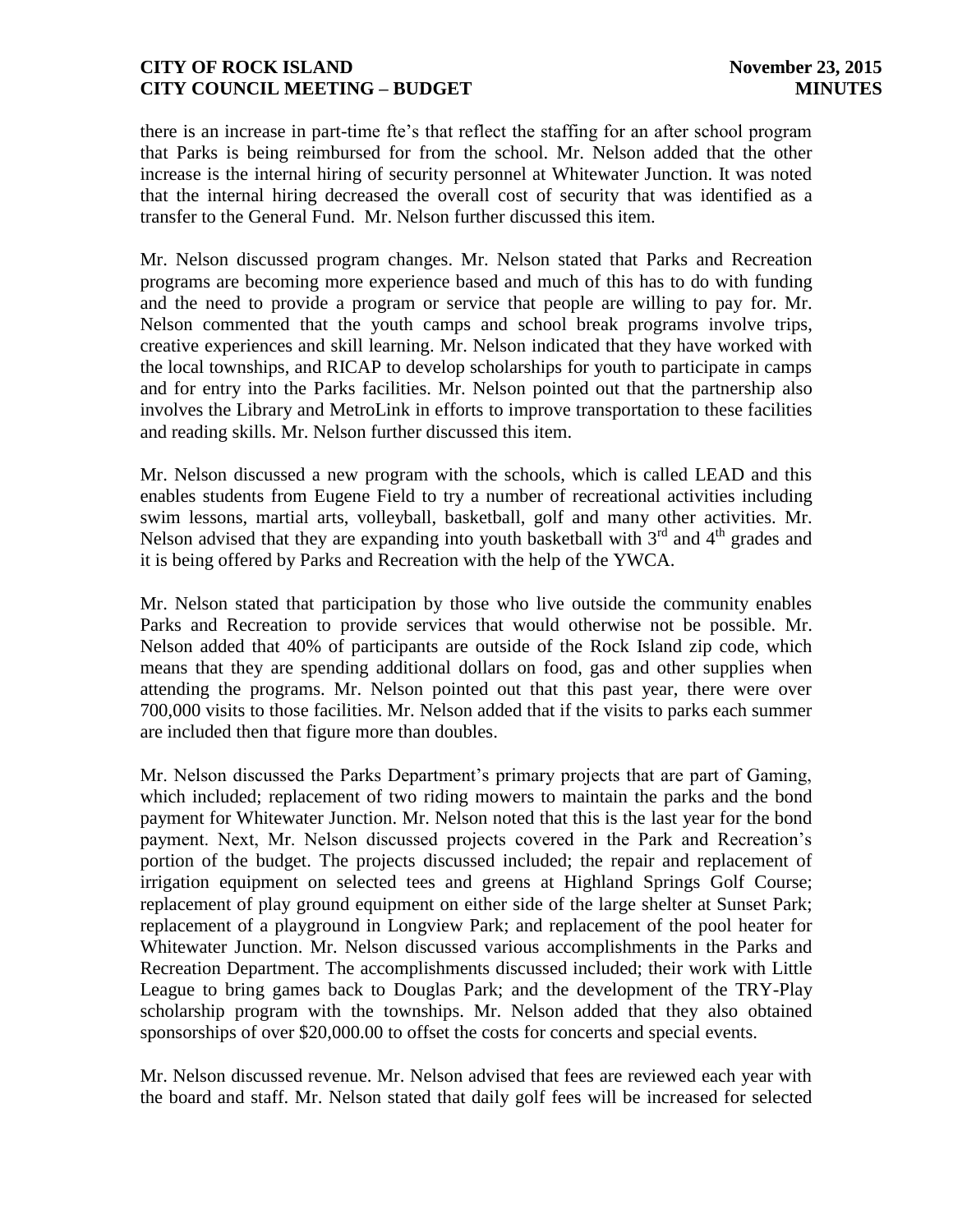there is an increase in part-time fte's that reflect the staffing for an after school program that Parks is being reimbursed for from the school. Mr. Nelson added that the other increase is the internal hiring of security personnel at Whitewater Junction. It was noted that the internal hiring decreased the overall cost of security that was identified as a transfer to the General Fund. Mr. Nelson further discussed this item.

Mr. Nelson discussed program changes. Mr. Nelson stated that Parks and Recreation programs are becoming more experience based and much of this has to do with funding and the need to provide a program or service that people are willing to pay for. Mr. Nelson commented that the youth camps and school break programs involve trips, creative experiences and skill learning. Mr. Nelson indicated that they have worked with the local townships, and RICAP to develop scholarships for youth to participate in camps and for entry into the Parks facilities. Mr. Nelson pointed out that the partnership also involves the Library and MetroLink in efforts to improve transportation to these facilities and reading skills. Mr. Nelson further discussed this item.

Mr. Nelson discussed a new program with the schools, which is called LEAD and this enables students from Eugene Field to try a number of recreational activities including swim lessons, martial arts, volleyball, basketball, golf and many other activities. Mr. Nelson advised that they are expanding into youth basketball with 3rd and 4th grades and it is being offered by Parks and Recreation with the help of the YWCA.

Mr. Nelson stated that participation by those who live outside the community enables Parks and Recreation to provide services that would otherwise not be possible. Mr. Nelson added that 40% of participants are outside of the Rock Island zip code, which means that they are spending additional dollars on food, gas and other supplies when attending the programs. Mr. Nelson pointed out that this past year, there were over 700,000 visits to those facilities. Mr. Nelson added that if the visits to parks each summer are included then that figure more than doubles.

Mr. Nelson discussed the Parks Department's primary projects that are part of Gaming, which included; replacement of two riding mowers to maintain the parks and the bond payment for Whitewater Junction. Mr. Nelson noted that this is the last year for the bond payment. Next, Mr. Nelson discussed projects covered in the Park and Recreation's portion of the budget. The projects discussed included; the repair and replacement of irrigation equipment on selected tees and greens at Highland Springs Golf Course; replacement of play ground equipment on either side of the large shelter at Sunset Park; replacement of a playground in Longview Park; and replacement of the pool heater for Whitewater Junction. Mr. Nelson discussed various accomplishments in the Parks and Recreation Department. The accomplishments discussed included; their work with Little League to bring games back to Douglas Park; and the development of the TRY-Play scholarship program with the townships. Mr. Nelson added that they also obtained sponsorships of over $20,000.00 to offset the costs for concerts and special events.

Mr. Nelson discussed revenue. Mr. Nelson advised that fees are reviewed each year with the board and staff. Mr. Nelson stated that daily golf fees will be increased for selected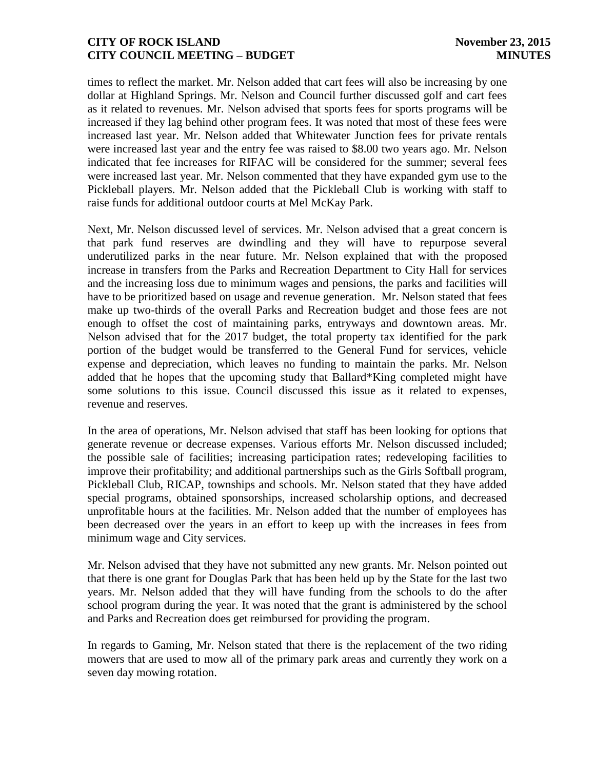times to reflect the market. Mr. Nelson added that cart fees will also be increasing by one dollar at Highland Springs. Mr. Nelson and Council further discussed golf and cart fees as it related to revenues. Mr. Nelson advised that sports fees for sports programs will be increased if they lag behind other program fees. It was noted that most of these fees were increased last year. Mr. Nelson added that Whitewater Junction fees for private rentals were increased last year and the entry fee was raised to $8.00 two years ago. Mr. Nelson indicated that fee increases for RIFAC will be considered for the summer; several fees were increased last year. Mr. Nelson commented that they have expanded gym use to the Pickleball players. Mr. Nelson added that the Pickleball Club is working with staff to raise funds for additional outdoor courts at Mel McKay Park.

Next, Mr. Nelson discussed level of services. Mr. Nelson advised that a great concern is that park fund reserves are dwindling and they will have to repurpose several underutilized parks in the near future. Mr. Nelson explained that with the proposed increase in transfers from the Parks and Recreation Department to City Hall for services and the increasing loss due to minimum wages and pensions, the parks and facilities will have to be prioritized based on usage and revenue generation. Mr. Nelson stated that fees make up two-thirds of the overall Parks and Recreation budget and those fees are not enough to offset the cost of maintaining parks, entryways and downtown areas. Mr. Nelson advised that for the 2017 budget, the total property tax identified for the park portion of the budget would be transferred to the General Fund for services, vehicle expense and depreciation, which leaves no funding to maintain the parks. Mr. Nelson added that he hopes that the upcoming study that Ballard*King completed might have some solutions to this issue. Council discussed this issue as it related to expenses, revenue and reserves.

In the area of operations, Mr. Nelson advised that staff has been looking for options that generate revenue or decrease expenses. Various efforts Mr. Nelson discussed included; the possible sale of facilities; increasing participation rates; redeveloping facilities to improve their profitability; and additional partnerships such as the Girls Softball program, Pickleball Club, RICAP, townships and schools. Mr. Nelson stated that they have added special programs, obtained sponsorships, increased scholarship options, and decreased unprofitable hours at the facilities. Mr. Nelson added that the number of employees has been decreased over the years in an effort to keep up with the increases in fees from minimum wage and City services.

Mr. Nelson advised that they have not submitted any new grants. Mr. Nelson pointed out that there is one grant for Douglas Park that has been held up by the State for the last two years. Mr. Nelson added that they will have funding from the schools to do the after school program during the year. It was noted that the grant is administered by the school and Parks and Recreation does get reimbursed for providing the program.

In regards to Gaming, Mr. Nelson stated that there is the replacement of the two riding mowers that are used to mow all of the primary park areas and currently they work on a seven day mowing rotation.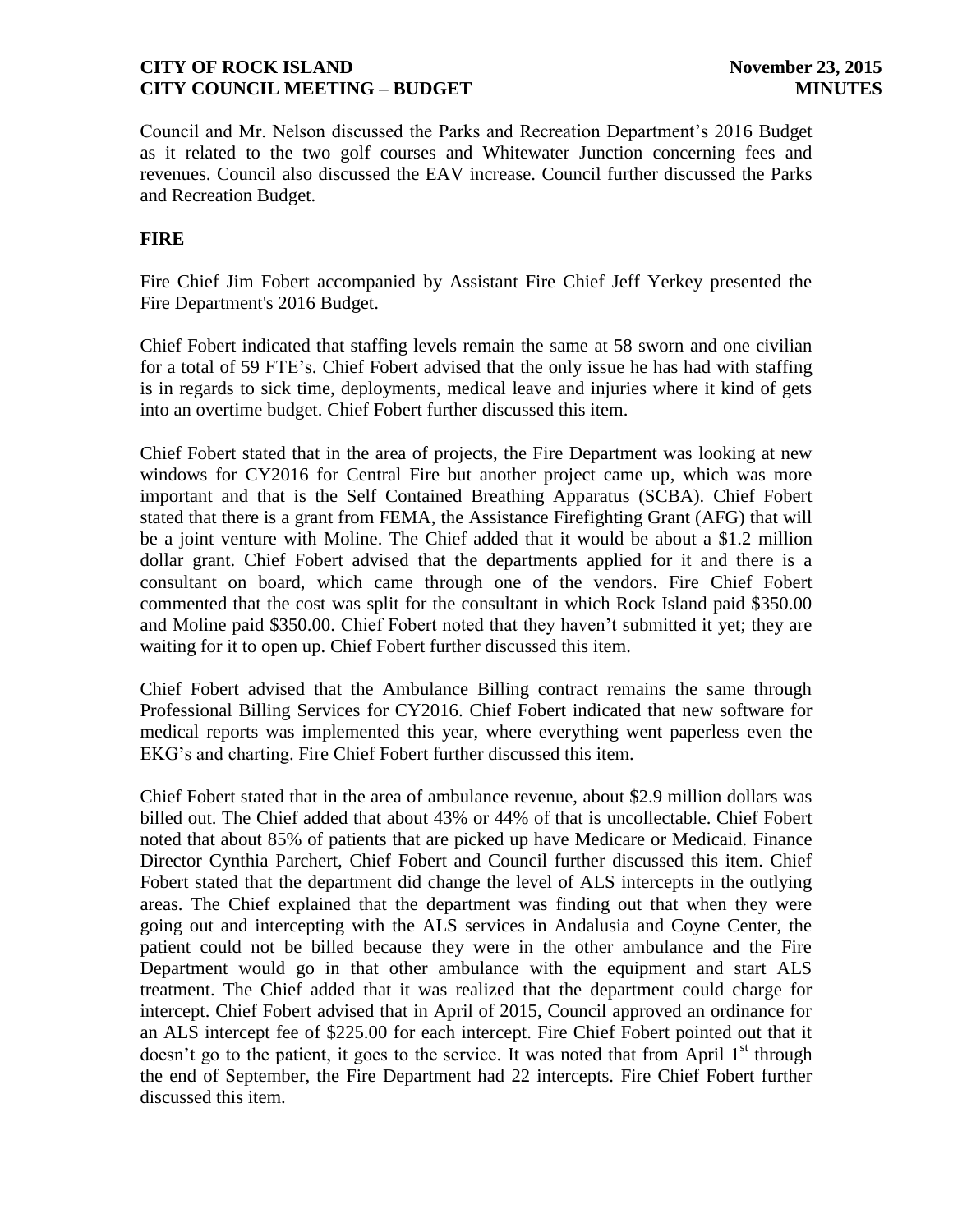Council and Mr. Nelson discussed the Parks and Recreation Department's 2016 Budget as it related to the two golf courses and Whitewater Junction concerning fees and revenues. Council also discussed the EAV increase. Council further discussed the Parks and Recreation Budget.

## FIRE

Fire Chief Jim Fobert accompanied by Assistant Fire Chief Jeff Yerkey presented the Fire Department's 2016 Budget.

Chief Fobert indicated that staffing levels remain the same at 58 sworn and one civilian for a total of 59 FTE's. Chief Fobert advised that the only issue he has had with staffing is in regards to sick time, deployments, medical leave and injuries where it kind of gets into an overtime budget. Chief Fobert further discussed this item.

Chief Fobert stated that in the area of projects, the Fire Department was looking at new windows for CY2016 for Central Fire but another project came up, which was more important and that is the Self Contained Breathing Apparatus (SCBA). Chief Fobert stated that there is a grant from FEMA, the Assistance Firefighting Grant (AFG) that will be a joint venture with Moline. The Chief added that it would be about a $1.2 million dollar grant. Chief Fobert advised that the departments applied for it and there is a consultant on board, which came through one of the vendors. Fire Chief Fobert commented that the cost was split for the consultant in which Rock Island paid $350.00 and Moline paid $350.00. Chief Fobert noted that they haven't submitted it yet; they are waiting for it to open up. Chief Fobert further discussed this item.

Chief Fobert advised that the Ambulance Billing contract remains the same through Professional Billing Services for CY2016. Chief Fobert indicated that new software for medical reports was implemented this year, where everything went paperless even the EKG's and charting. Fire Chief Fobert further discussed this item.

Chief Fobert stated that in the area of ambulance revenue, about $2.9 million dollars was billed out. The Chief added that about 43% or 44% of that is uncollectable. Chief Fobert noted that about 85% of patients that are picked up have Medicare or Medicaid. Finance Director Cynthia Parchert, Chief Fobert and Council further discussed this item. Chief Fobert stated that the department did change the level of ALS intercepts in the outlying areas. The Chief explained that the department was finding out that when they were going out and intercepting with the ALS services in Andalusia and Coyne Center, the patient could not be billed because they were in the other ambulance and the Fire Department would go in that other ambulance with the equipment and start ALS treatment. The Chief added that it was realized that the department could charge for intercept. Chief Fobert advised that in April of 2015, Council approved an ordinance for an ALS intercept fee of $225.00 for each intercept. Fire Chief Fobert pointed out that it doesn't go to the patient, it goes to the service. It was noted that from April 1st through the end of September, the Fire Department had 22 intercepts. Fire Chief Fobert further discussed this item.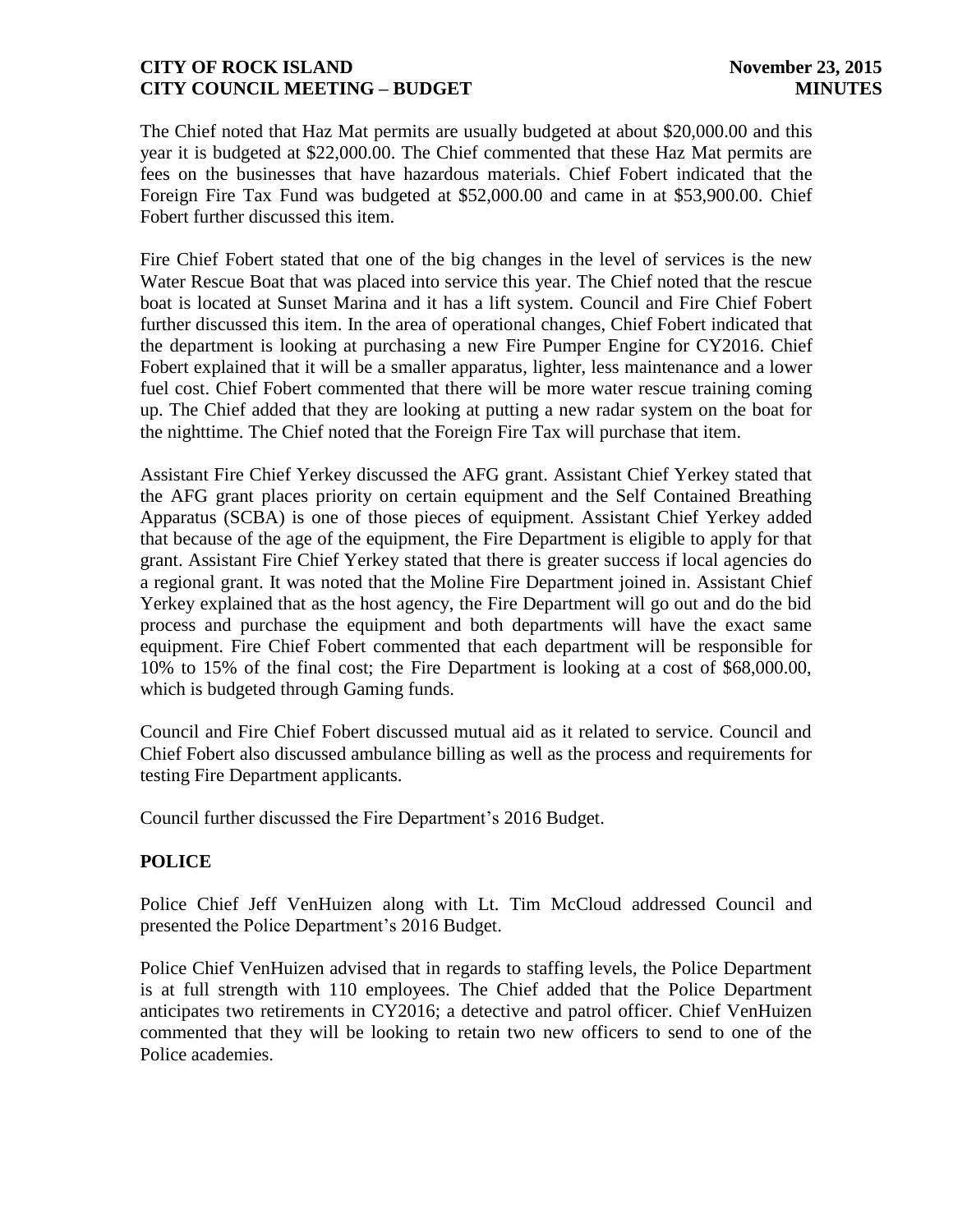The Chief noted that Haz Mat permits are usually budgeted at about $20,000.00 and this year it is budgeted at $22,000.00. The Chief commented that these Haz Mat permits are fees on the businesses that have hazardous materials. Chief Fobert indicated that the Foreign Fire Tax Fund was budgeted at $52,000.00 and came in at $53,900.00. Chief Fobert further discussed this item.

Fire Chief Fobert stated that one of the big changes in the level of services is the new Water Rescue Boat that was placed into service this year. The Chief noted that the rescue boat is located at Sunset Marina and it has a lift system. Council and Fire Chief Fobert further discussed this item. In the area of operational changes, Chief Fobert indicated that the department is looking at purchasing a new Fire Pumper Engine for CY2016. Chief Fobert explained that it will be a smaller apparatus, lighter, less maintenance and a lower fuel cost. Chief Fobert commented that there will be more water rescue training coming up. The Chief added that they are looking at putting a new radar system on the boat for the nighttime. The Chief noted that the Foreign Fire Tax will purchase that item.

Assistant Fire Chief Yerkey discussed the AFG grant. Assistant Chief Yerkey stated that the AFG grant places priority on certain equipment and the Self Contained Breathing Apparatus (SCBA) is one of those pieces of equipment. Assistant Chief Yerkey added that because of the age of the equipment, the Fire Department is eligible to apply for that grant. Assistant Fire Chief Yerkey stated that there is greater success if local agencies do a regional grant. It was noted that the Moline Fire Department joined in. Assistant Chief Yerkey explained that as the host agency, the Fire Department will go out and do the bid process and purchase the equipment and both departments will have the exact same equipment. Fire Chief Fobert commented that each department will be responsible for 10% to 15% of the final cost; the Fire Department is looking at a cost of $68,000.00, which is budgeted through Gaming funds.

Council and Fire Chief Fobert discussed mutual aid as it related to service. Council and Chief Fobert also discussed ambulance billing as well as the process and requirements for testing Fire Department applicants.

Council further discussed the Fire Department's 2016 Budget.

## POLICE

Police Chief Jeff VenHuizen along with Lt. Tim McCloud addressed Council and presented the Police Department's 2016 Budget.

Police Chief VenHuizen advised that in regards to staffing levels, the Police Department is at full strength with 110 employees. The Chief added that the Police Department anticipates two retirements in CY2016; a detective and patrol officer. Chief VenHuizen commented that they will be looking to retain two new officers to send to one of the Police academies.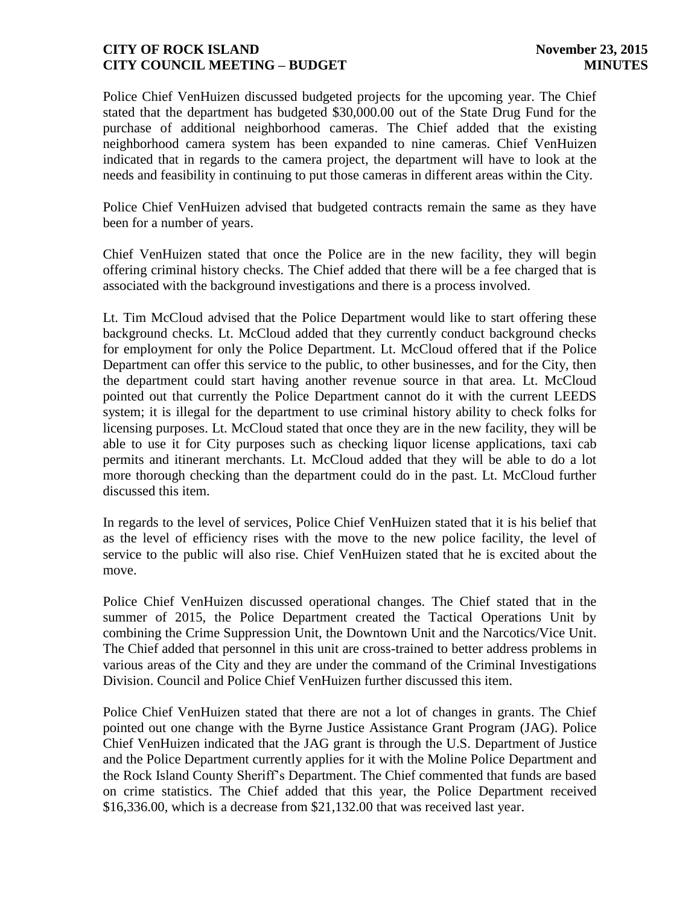Police Chief VenHuizen discussed budgeted projects for the upcoming year. The Chief stated that the department has budgeted $30,000.00 out of the State Drug Fund for the purchase of additional neighborhood cameras. The Chief added that the existing neighborhood camera system has been expanded to nine cameras. Chief VenHuizen indicated that in regards to the camera project, the department will have to look at the needs and feasibility in continuing to put those cameras in different areas within the City.

Police Chief VenHuizen advised that budgeted contracts remain the same as they have been for a number of years.

Chief VenHuizen stated that once the Police are in the new facility, they will begin offering criminal history checks. The Chief added that there will be a fee charged that is associated with the background investigations and there is a process involved.

Lt. Tim McCloud advised that the Police Department would like to start offering these background checks. Lt. McCloud added that they currently conduct background checks for employment for only the Police Department. Lt. McCloud offered that if the Police Department can offer this service to the public, to other businesses, and for the City, then the department could start having another revenue source in that area. Lt. McCloud pointed out that currently the Police Department cannot do it with the current LEEDS system; it is illegal for the department to use criminal history ability to check folks for licensing purposes. Lt. McCloud stated that once they are in the new facility, they will be able to use it for City purposes such as checking liquor license applications, taxi cab permits and itinerant merchants. Lt. McCloud added that they will be able to do a lot more thorough checking than the department could do in the past. Lt. McCloud further discussed this item.

In regards to the level of services, Police Chief VenHuizen stated that it is his belief that as the level of efficiency rises with the move to the new police facility, the level of service to the public will also rise. Chief VenHuizen stated that he is excited about the move.

Police Chief VenHuizen discussed operational changes. The Chief stated that in the summer of 2015, the Police Department created the Tactical Operations Unit by combining the Crime Suppression Unit, the Downtown Unit and the Narcotics/Vice Unit. The Chief added that personnel in this unit are cross-trained to better address problems in various areas of the City and they are under the command of the Criminal Investigations Division. Council and Police Chief VenHuizen further discussed this item.

Police Chief VenHuizen stated that there are not a lot of changes in grants. The Chief pointed out one change with the Byrne Justice Assistance Grant Program (JAG). Police Chief VenHuizen indicated that the JAG grant is through the U.S. Department of Justice and the Police Department currently applies for it with the Moline Police Department and the Rock Island County Sheriff's Department. The Chief commented that funds are based on crime statistics. The Chief added that this year, the Police Department received $16,336.00, which is a decrease from $21,132.00 that was received last year.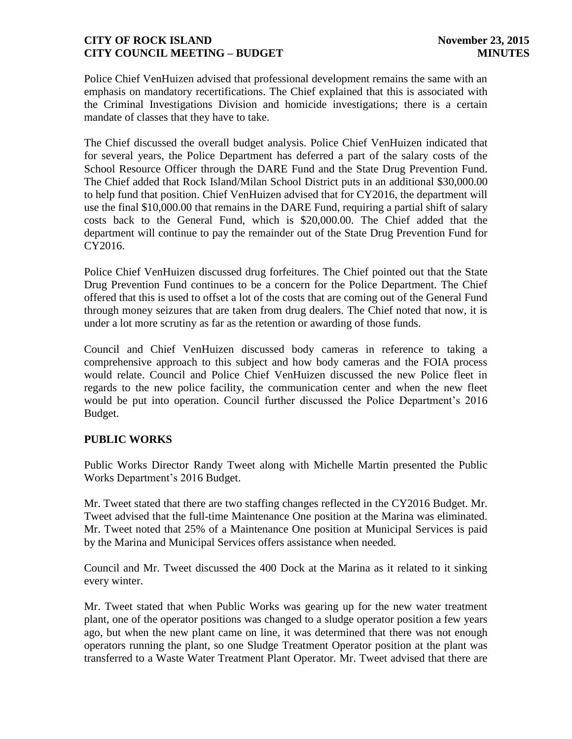Police Chief VenHuizen advised that professional development remains the same with an emphasis on mandatory recertifications. The Chief explained that this is associated with the Criminal Investigations Division and homicide investigations; there is a certain mandate of classes that they have to take.

The Chief discussed the overall budget analysis. Police Chief VenHuizen indicated that for several years, the Police Department has deferred a part of the salary costs of the School Resource Officer through the DARE Fund and the State Drug Prevention Fund. The Chief added that Rock Island/Milan School District puts in an additional $30,000.00 to help fund that position. Chief VenHuizen advised that for CY2016, the department will use the final $10,000.00 that remains in the DARE Fund, requiring a partial shift of salary costs back to the General Fund, which is $20,000.00. The Chief added that the department will continue to pay the remainder out of the State Drug Prevention Fund for CY2016.

Police Chief VenHuizen discussed drug forfeitures. The Chief pointed out that the State Drug Prevention Fund continues to be a concern for the Police Department. The Chief offered that this is used to offset a lot of the costs that are coming out of the General Fund through money seizures that are taken from drug dealers. The Chief noted that now, it is under a lot more scrutiny as far as the retention or awarding of those funds.

Council and Chief VenHuizen discussed body cameras in reference to taking a comprehensive approach to this subject and how body cameras and the FOIA process would relate. Council and Police Chief VenHuizen discussed the new Police fleet in regards to the new police facility, the communication center and when the new fleet would be put into operation. Council further discussed the Police Department's 2016 Budget.

## PUBLIC WORKS

Public Works Director Randy Tweet along with Michelle Martin presented the Public Works Department's 2016 Budget.

Mr. Tweet stated that there are two staffing changes reflected in the CY2016 Budget. Mr. Tweet advised that the full-time Maintenance One position at the Marina was eliminated. Mr. Tweet noted that 25% of a Maintenance One position at Municipal Services is paid by the Marina and Municipal Services offers assistance when needed.

Council and Mr. Tweet discussed the 400 Dock at the Marina as it related to it sinking every winter.

Mr. Tweet stated that when Public Works was gearing up for the new water treatment plant, one of the operator positions was changed to a sludge operator position a few years ago, but when the new plant came on line, it was determined that there was not enough operators running the plant, so one Sludge Treatment Operator position at the plant was transferred to a Waste Water Treatment Plant Operator. Mr. Tweet advised that there are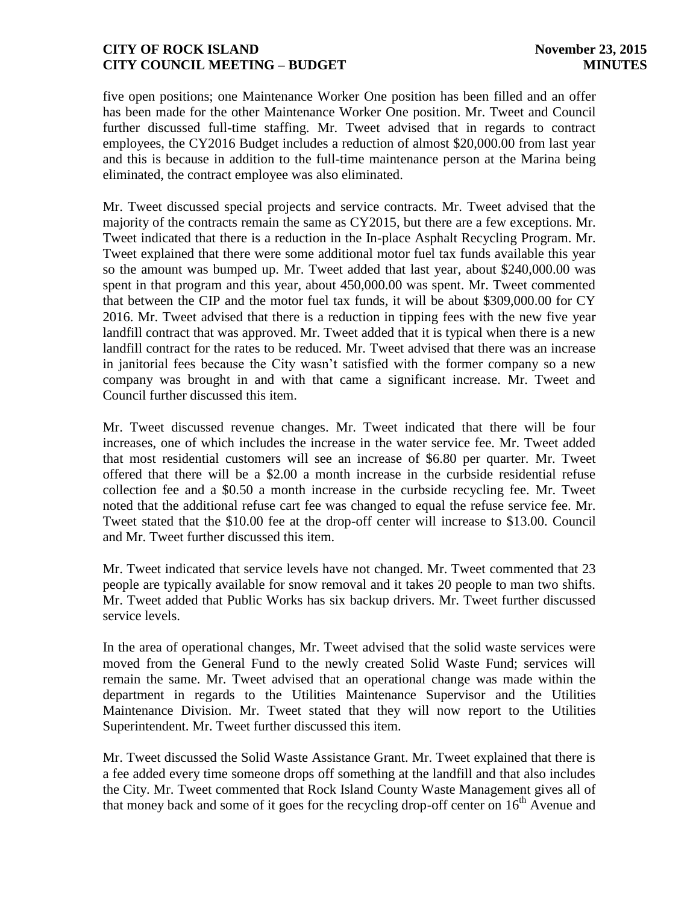five open positions; one Maintenance Worker One position has been filled and an offer has been made for the other Maintenance Worker One position. Mr. Tweet and Council further discussed full-time staffing. Mr. Tweet advised that in regards to contract employees, the CY2016 Budget includes a reduction of almost $20,000.00 from last year and this is because in addition to the full-time maintenance person at the Marina being eliminated, the contract employee was also eliminated.

Mr. Tweet discussed special projects and service contracts. Mr. Tweet advised that the majority of the contracts remain the same as CY2015, but there are a few exceptions. Mr. Tweet indicated that there is a reduction in the In-place Asphalt Recycling Program. Mr. Tweet explained that there were some additional motor fuel tax funds available this year so the amount was bumped up. Mr. Tweet added that last year, about $240,000.00 was spent in that program and this year, about 450,000.00 was spent. Mr. Tweet commented that between the CIP and the motor fuel tax funds, it will be about $309,000.00 for CY 2016. Mr. Tweet advised that there is a reduction in tipping fees with the new five year landfill contract that was approved. Mr. Tweet added that it is typical when there is a new landfill contract for the rates to be reduced. Mr. Tweet advised that there was an increase in janitorial fees because the City wasn't satisfied with the former company so a new company was brought in and with that came a significant increase. Mr. Tweet and Council further discussed this item.

Mr. Tweet discussed revenue changes. Mr. Tweet indicated that there will be four increases, one of which includes the increase in the water service fee. Mr. Tweet added that most residential customers will see an increase of $6.80 per quarter. Mr. Tweet offered that there will be a $2.00 a month increase in the curbside residential refuse collection fee and a $0.50 a month increase in the curbside recycling fee. Mr. Tweet noted that the additional refuse cart fee was changed to equal the refuse service fee. Mr. Tweet stated that the $10.00 fee at the drop-off center will increase to $13.00. Council and Mr. Tweet further discussed this item.

Mr. Tweet indicated that service levels have not changed. Mr. Tweet commented that 23 people are typically available for snow removal and it takes 20 people to man two shifts. Mr. Tweet added that Public Works has six backup drivers. Mr. Tweet further discussed service levels.

In the area of operational changes, Mr. Tweet advised that the solid waste services were moved from the General Fund to the newly created Solid Waste Fund; services will remain the same. Mr. Tweet advised that an operational change was made within the department in regards to the Utilities Maintenance Supervisor and the Utilities Maintenance Division. Mr. Tweet stated that they will now report to the Utilities Superintendent. Mr. Tweet further discussed this item.

Mr. Tweet discussed the Solid Waste Assistance Grant. Mr. Tweet explained that there is a fee added every time someone drops off something at the landfill and that also includes the City. Mr. Tweet commented that Rock Island County Waste Management gives all of that money back and some of it goes for the recycling drop-off center on 16th Avenue and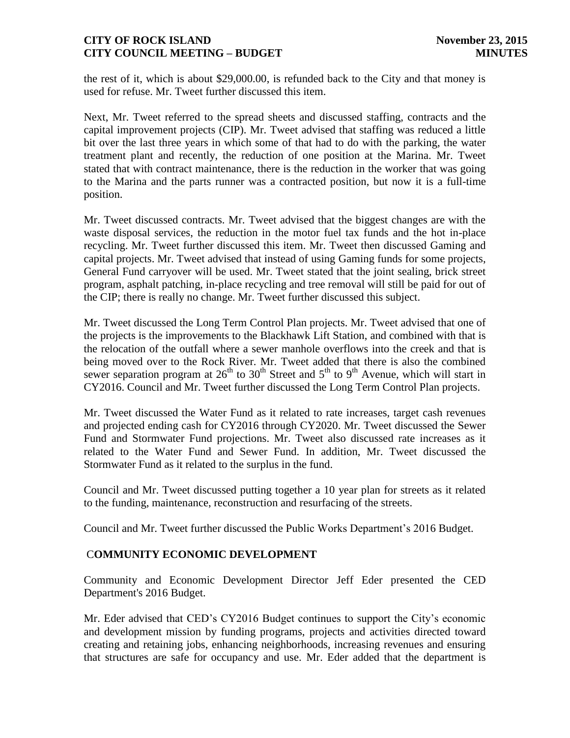the rest of it, which is about $29,000.00, is refunded back to the City and that money is used for refuse. Mr. Tweet further discussed this item.

Next, Mr. Tweet referred to the spread sheets and discussed staffing, contracts and the capital improvement projects (CIP). Mr. Tweet advised that staffing was reduced a little bit over the last three years in which some of that had to do with the parking, the water treatment plant and recently, the reduction of one position at the Marina. Mr. Tweet stated that with contract maintenance, there is the reduction in the worker that was going to the Marina and the parts runner was a contracted position, but now it is a full-time position.

Mr. Tweet discussed contracts. Mr. Tweet advised that the biggest changes are with the waste disposal services, the reduction in the motor fuel tax funds and the hot in-place recycling. Mr. Tweet further discussed this item. Mr. Tweet then discussed Gaming and capital projects. Mr. Tweet advised that instead of using Gaming funds for some projects, General Fund carryover will be used. Mr. Tweet stated that the joint sealing, brick street program, asphalt patching, in-place recycling and tree removal will still be paid for out of the CIP; there is really no change. Mr. Tweet further discussed this subject.

Mr. Tweet discussed the Long Term Control Plan projects. Mr. Tweet advised that one of the projects is the improvements to the Blackhawk Lift Station, and combined with that is the relocation of the outfall where a sewer manhole overflows into the creek and that is being moved over to the Rock River. Mr. Tweet added that there is also the combined sewer separation program at 26th to 30th Street and 5th to 9th Avenue, which will start in CY2016. Council and Mr. Tweet further discussed the Long Term Control Plan projects.

Mr. Tweet discussed the Water Fund as it related to rate increases, target cash revenues and projected ending cash for CY2016 through CY2020. Mr. Tweet discussed the Sewer Fund and Stormwater Fund projections. Mr. Tweet also discussed rate increases as it related to the Water Fund and Sewer Fund. In addition, Mr. Tweet discussed the Stormwater Fund as it related to the surplus in the fund.

Council and Mr. Tweet discussed putting together a 10 year plan for streets as it related to the funding, maintenance, reconstruction and resurfacing of the streets.

Council and Mr. Tweet further discussed the Public Works Department's 2016 Budget.

## COMMUNITY ECONOMIC DEVELOPMENT

Community and Economic Development Director Jeff Eder presented the CED Department's 2016 Budget.

Mr. Eder advised that CED's CY2016 Budget continues to support the City's economic and development mission by funding programs, projects and activities directed toward creating and retaining jobs, enhancing neighborhoods, increasing revenues and ensuring that structures are safe for occupancy and use. Mr. Eder added that the department is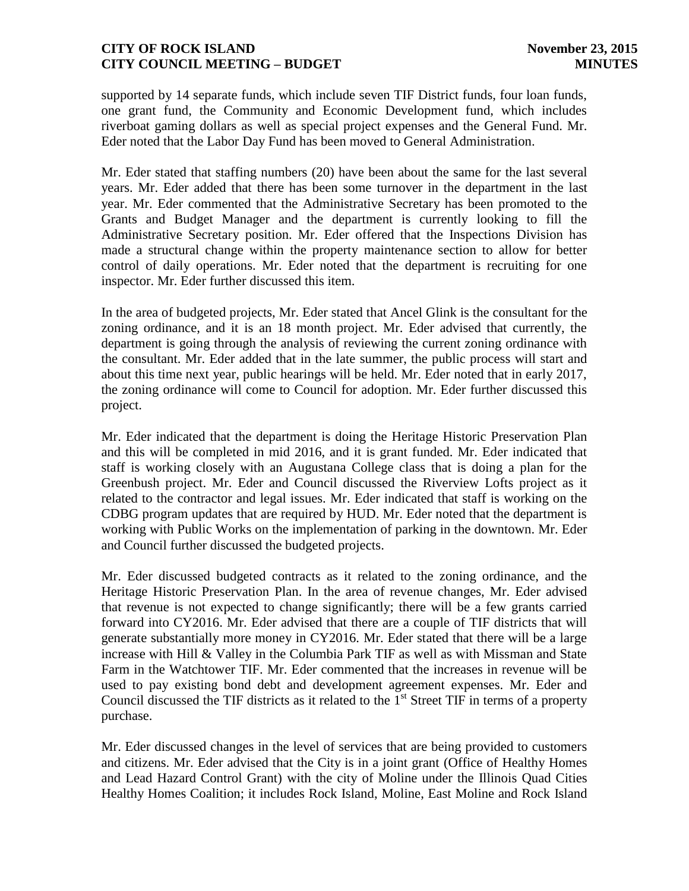supported by 14 separate funds, which include seven TIF District funds, four loan funds, one grant fund, the Community and Economic Development fund, which includes riverboat gaming dollars as well as special project expenses and the General Fund. Mr. Eder noted that the Labor Day Fund has been moved to General Administration.

Mr. Eder stated that staffing numbers (20) have been about the same for the last several years. Mr. Eder added that there has been some turnover in the department in the last year. Mr. Eder commented that the Administrative Secretary has been promoted to the Grants and Budget Manager and the department is currently looking to fill the Administrative Secretary position. Mr. Eder offered that the Inspections Division has made a structural change within the property maintenance section to allow for better control of daily operations. Mr. Eder noted that the department is recruiting for one inspector. Mr. Eder further discussed this item.

In the area of budgeted projects, Mr. Eder stated that Ancel Glink is the consultant for the zoning ordinance, and it is an 18 month project. Mr. Eder advised that currently, the department is going through the analysis of reviewing the current zoning ordinance with the consultant. Mr. Eder added that in the late summer, the public process will start and about this time next year, public hearings will be held. Mr. Eder noted that in early 2017, the zoning ordinance will come to Council for adoption. Mr. Eder further discussed this project.

Mr. Eder indicated that the department is doing the Heritage Historic Preservation Plan and this will be completed in mid 2016, and it is grant funded. Mr. Eder indicated that staff is working closely with an Augustana College class that is doing a plan for the Greenbush project. Mr. Eder and Council discussed the Riverview Lofts project as it related to the contractor and legal issues. Mr. Eder indicated that staff is working on the CDBG program updates that are required by HUD. Mr. Eder noted that the department is working with Public Works on the implementation of parking in the downtown. Mr. Eder and Council further discussed the budgeted projects.

Mr. Eder discussed budgeted contracts as it related to the zoning ordinance, and the Heritage Historic Preservation Plan. In the area of revenue changes, Mr. Eder advised that revenue is not expected to change significantly; there will be a few grants carried forward into CY2016. Mr. Eder advised that there are a couple of TIF districts that will generate substantially more money in CY2016. Mr. Eder stated that there will be a large increase with Hill & Valley in the Columbia Park TIF as well as with Missman and State Farm in the Watchtower TIF. Mr. Eder commented that the increases in revenue will be used to pay existing bond debt and development agreement expenses. Mr. Eder and Council discussed the TIF districts as it related to the 1st Street TIF in terms of a property purchase.

Mr. Eder discussed changes in the level of services that are being provided to customers and citizens. Mr. Eder advised that the City is in a joint grant (Office of Healthy Homes and Lead Hazard Control Grant) with the city of Moline under the Illinois Quad Cities Healthy Homes Coalition; it includes Rock Island, Moline, East Moline and Rock Island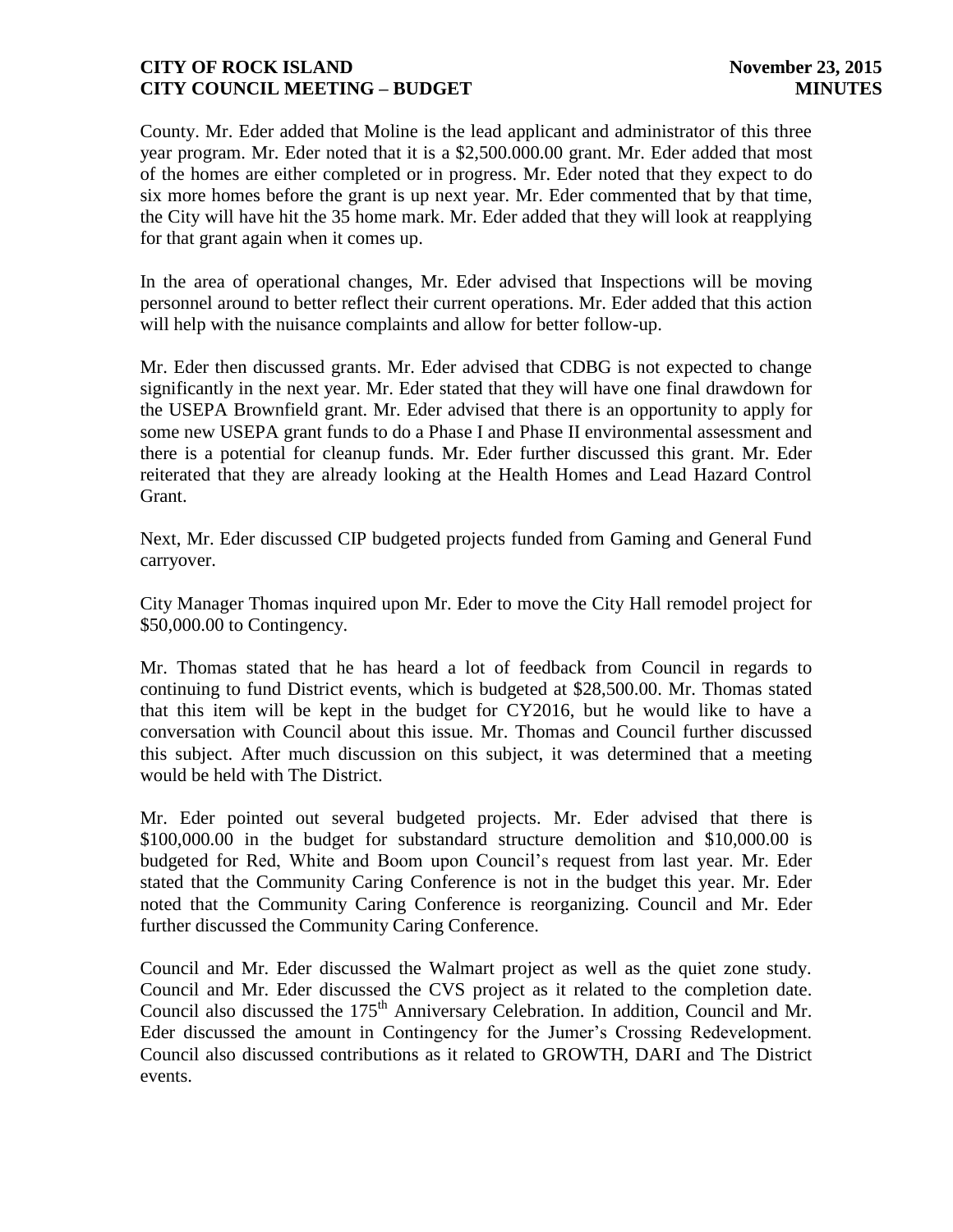County. Mr. Eder added that Moline is the lead applicant and administrator of this three year program. Mr. Eder noted that it is a $2,500.000.00 grant. Mr. Eder added that most of the homes are either completed or in progress. Mr. Eder noted that they expect to do six more homes before the grant is up next year. Mr. Eder commented that by that time, the City will have hit the 35 home mark. Mr. Eder added that they will look at reapplying for that grant again when it comes up.

In the area of operational changes, Mr. Eder advised that Inspections will be moving personnel around to better reflect their current operations. Mr. Eder added that this action will help with the nuisance complaints and allow for better follow-up.

Mr. Eder then discussed grants. Mr. Eder advised that CDBG is not expected to change significantly in the next year. Mr. Eder stated that they will have one final drawdown for the USEPA Brownfield grant. Mr. Eder advised that there is an opportunity to apply for some new USEPA grant funds to do a Phase I and Phase II environmental assessment and there is a potential for cleanup funds. Mr. Eder further discussed this grant. Mr. Eder reiterated that they are already looking at the Health Homes and Lead Hazard Control Grant.

Next, Mr. Eder discussed CIP budgeted projects funded from Gaming and General Fund carryover.

City Manager Thomas inquired upon Mr. Eder to move the City Hall remodel project for $50,000.00 to Contingency.

Mr. Thomas stated that he has heard a lot of feedback from Council in regards to continuing to fund District events, which is budgeted at $28,500.00. Mr. Thomas stated that this item will be kept in the budget for CY2016, but he would like to have a conversation with Council about this issue. Mr. Thomas and Council further discussed this subject. After much discussion on this subject, it was determined that a meeting would be held with The District.

Mr. Eder pointed out several budgeted projects. Mr. Eder advised that there is $100,000.00 in the budget for substandard structure demolition and $10,000.00 is budgeted for Red, White and Boom upon Council's request from last year. Mr. Eder stated that the Community Caring Conference is not in the budget this year. Mr. Eder noted that the Community Caring Conference is reorganizing. Council and Mr. Eder further discussed the Community Caring Conference.

Council and Mr. Eder discussed the Walmart project as well as the quiet zone study. Council and Mr. Eder discussed the CVS project as it related to the completion date. Council also discussed the 175th Anniversary Celebration. In addition, Council and Mr. Eder discussed the amount in Contingency for the Jumer's Crossing Redevelopment. Council also discussed contributions as it related to GROWTH, DARI and The District events.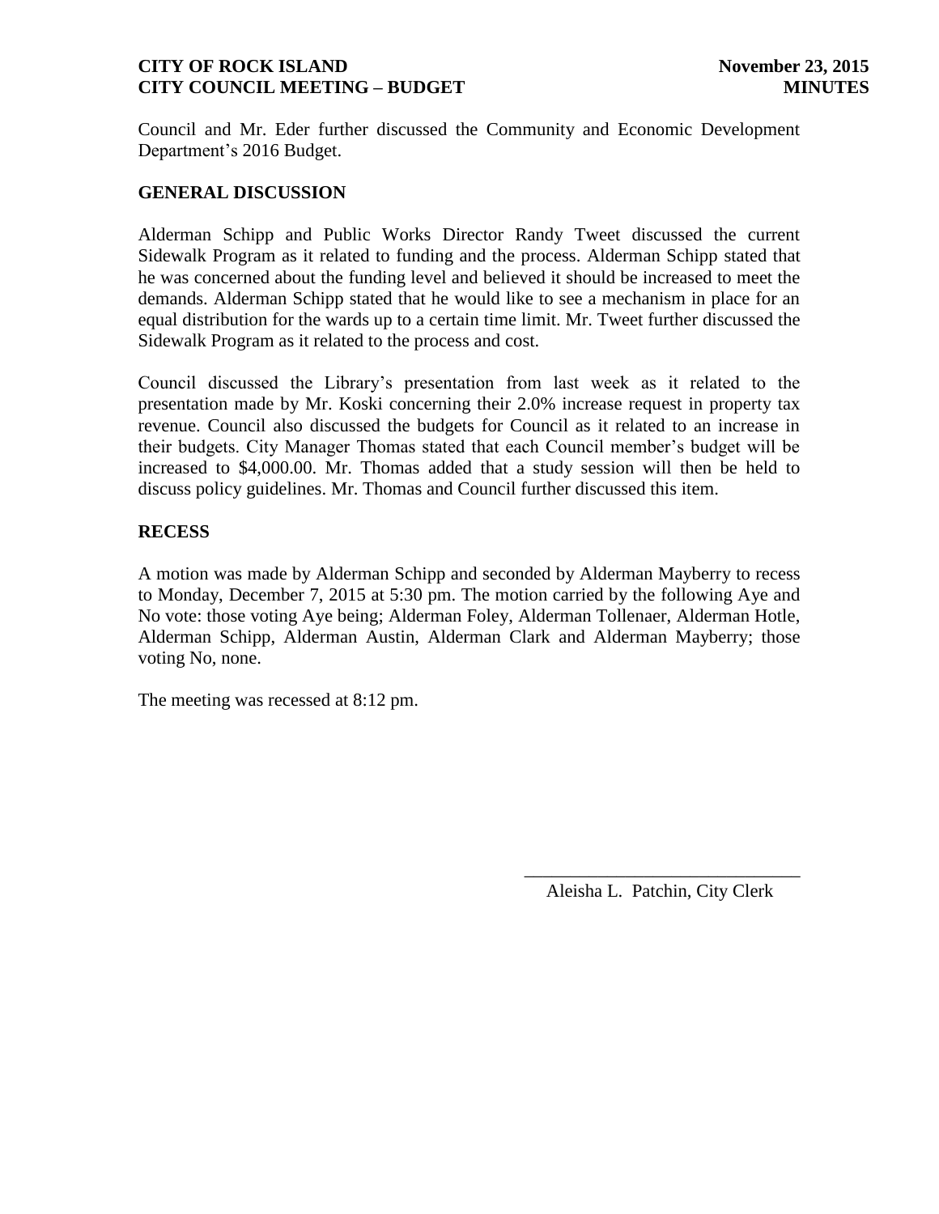Council and Mr. Eder further discussed the Community and Economic Development Department's 2016 Budget.

## GENERAL DISCUSSION

Alderman Schipp and Public Works Director Randy Tweet discussed the current Sidewalk Program as it related to funding and the process. Alderman Schipp stated that he was concerned about the funding level and believed it should be increased to meet the demands. Alderman Schipp stated that he would like to see a mechanism in place for an equal distribution for the wards up to a certain time limit. Mr. Tweet further discussed the Sidewalk Program as it related to the process and cost.

Council discussed the Library's presentation from last week as it related to the presentation made by Mr. Koski concerning their 2.0% increase request in property tax revenue. Council also discussed the budgets for Council as it related to an increase in their budgets. City Manager Thomas stated that each Council member's budget will be increased to $4,000.00. Mr. Thomas added that a study session will then be held to discuss policy guidelines. Mr. Thomas and Council further discussed this item.

## RECESS

A motion was made by Alderman Schipp and seconded by Alderman Mayberry to recess to Monday, December 7, 2015 at 5:30 pm. The motion carried by the following Aye and No vote: those voting Aye being; Alderman Foley, Alderman Tollenaer, Alderman Hotle, Alderman Schipp, Alderman Austin, Alderman Clark and Alderman Mayberry; those voting No, none.

The meeting was recessed at 8:12 pm.

\_\_\_\_\_\_\_\_\_\_\_\_\_\_\_\_\_\_\_\_\_\_\_\_\_\_\_\_\_\_

Aleisha L. Patchin, City Clerk